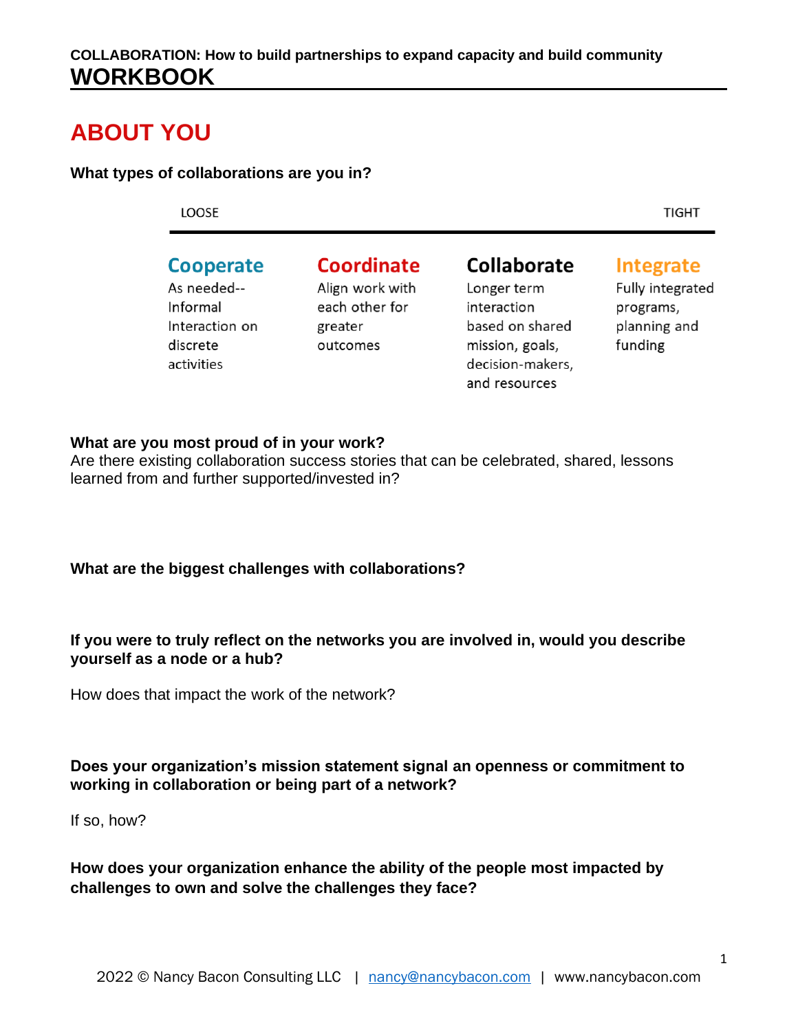COLLABORATION: How to build partnerships to expand capacity and build community

# WORKBOOK

## ABOUT YOU

**What types of collaborations are you in?**

LOOSE → TIGHT

| Cooperate | Coordinate | Collaborate | Integrate |
|---|---|---|---|
| As needed--Informal Interaction on discrete activities | Align work with each other for greater outcomes | Longer term interaction based on shared mission, goals, decision-makers, and resources | Fully integrated programs, planning and funding |

**What are you most proud of in your work?**
Are there existing collaboration success stories that can be celebrated, shared, lessons learned from and further supported/invested in?

**What are the biggest challenges with collaborations?**

**If you were to truly reflect on the networks you are involved in, would you describe yourself as a node or a hub?**

How does that impact the work of the network?

**Does your organization's mission statement signal an openness or commitment to working in collaboration or being part of a network?**

If so, how?

**How does your organization enhance the ability of the people most impacted by challenges to own and solve the challenges they face?**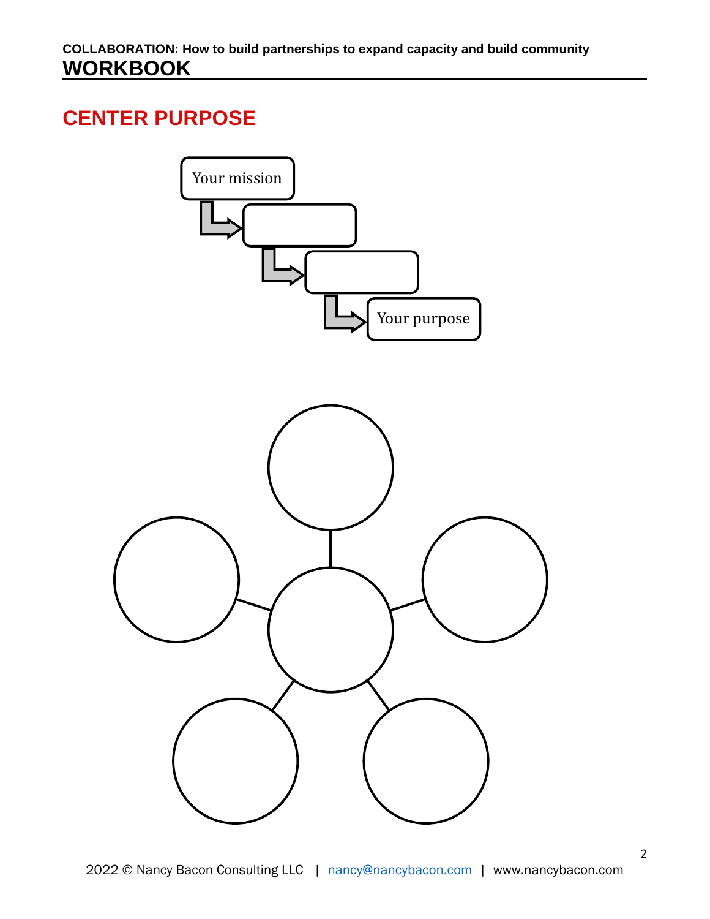# CENTER PURPOSE

Your mission

Your purpose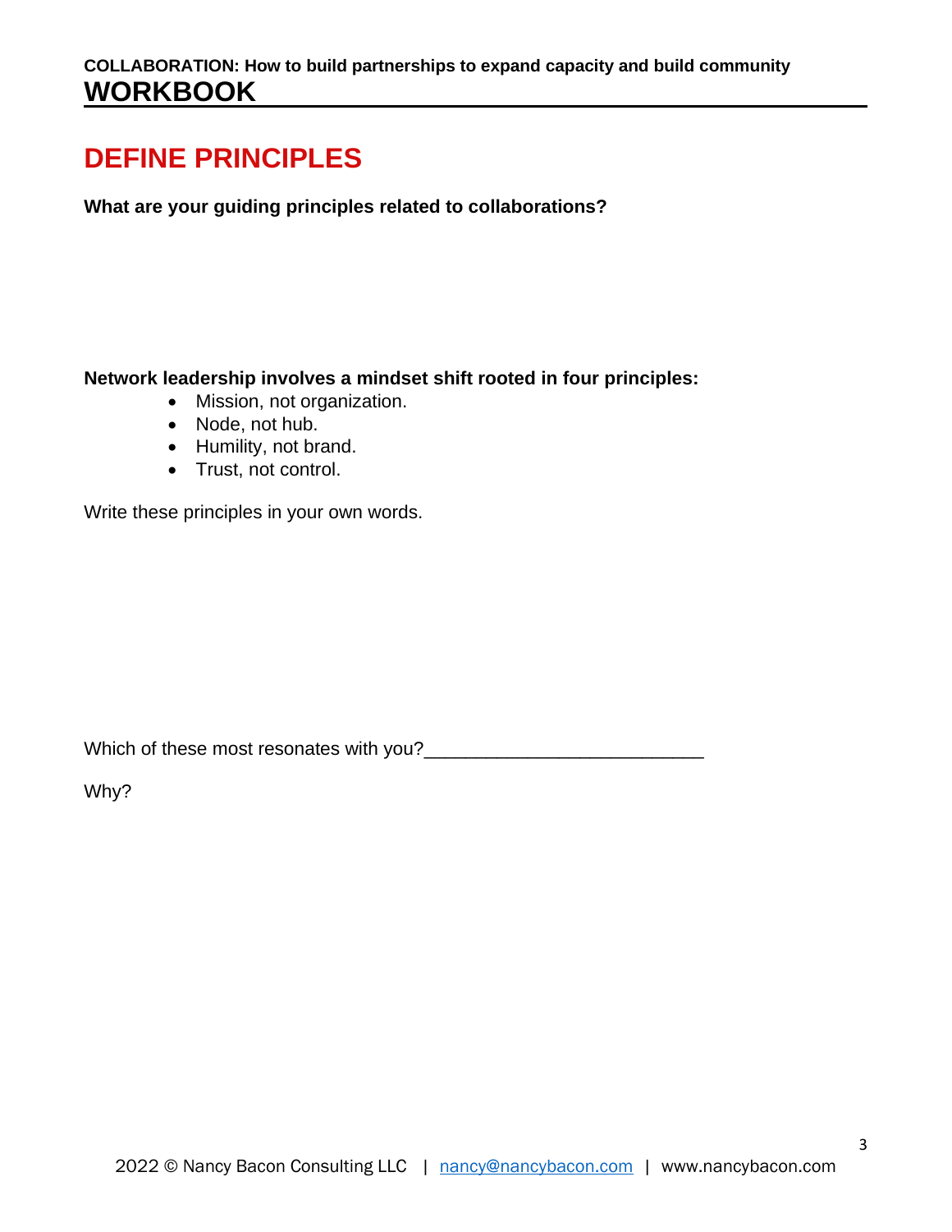# DEFINE PRINCIPLES

**What are your guiding principles related to collaborations?**

**Network leadership involves a mindset shift rooted in four principles:**

- Mission, not organization.
- Node, not hub.
- Humility, not brand.
- Trust, not control.

Write these principles in your own words.

Which of these most resonates with you?___________________________

Why?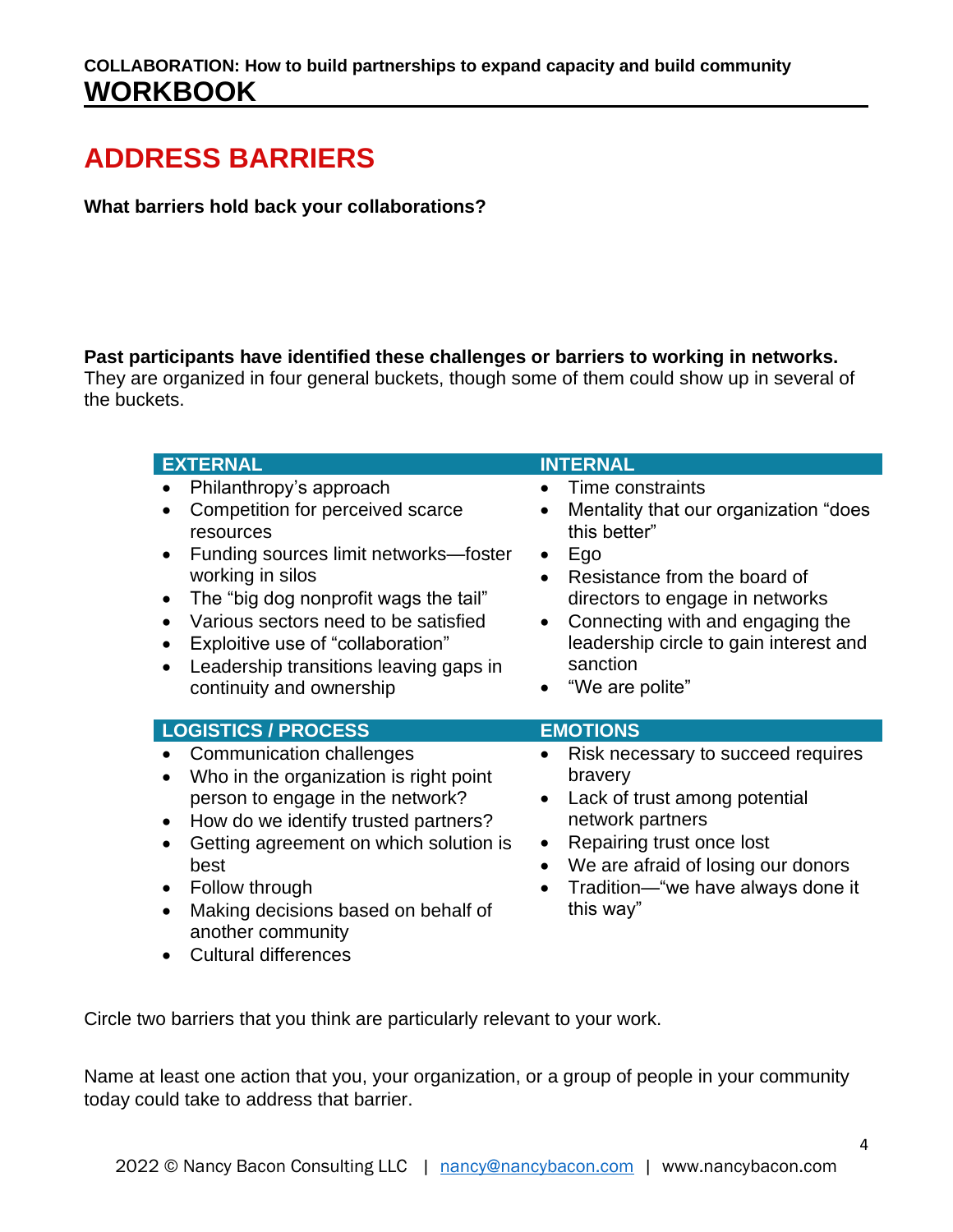# ADDRESS BARRIERS

**What barriers hold back your collaborations?**

**Past participants have identified these challenges or barriers to working in networks.** They are organized in four general buckets, though some of them could show up in several of the buckets.

### EXTERNAL

- Philanthropy's approach
- Competition for perceived scarce resources
- Funding sources limit networks—foster working in silos
- The "big dog nonprofit wags the tail"
- Various sectors need to be satisfied
- Exploitive use of "collaboration"
- Leadership transitions leaving gaps in continuity and ownership

### INTERNAL

- Time constraints
- Mentality that our organization "does this better"
- Ego
- Resistance from the board of directors to engage in networks
- Connecting with and engaging the leadership circle to gain interest and sanction
- "We are polite"

### LOGISTICS / PROCESS

- Communication challenges
- Who in the organization is right point person to engage in the network?
- How do we identify trusted partners?
- Getting agreement on which solution is best
- Follow through
- Making decisions based on behalf of another community
- Cultural differences

### EMOTIONS

- Risk necessary to succeed requires bravery
- Lack of trust among potential network partners
- Repairing trust once lost
- We are afraid of losing our donors
- Tradition—"we have always done it this way"

Circle two barriers that you think are particularly relevant to your work.

Name at least one action that you, your organization, or a group of people in your community today could take to address that barrier.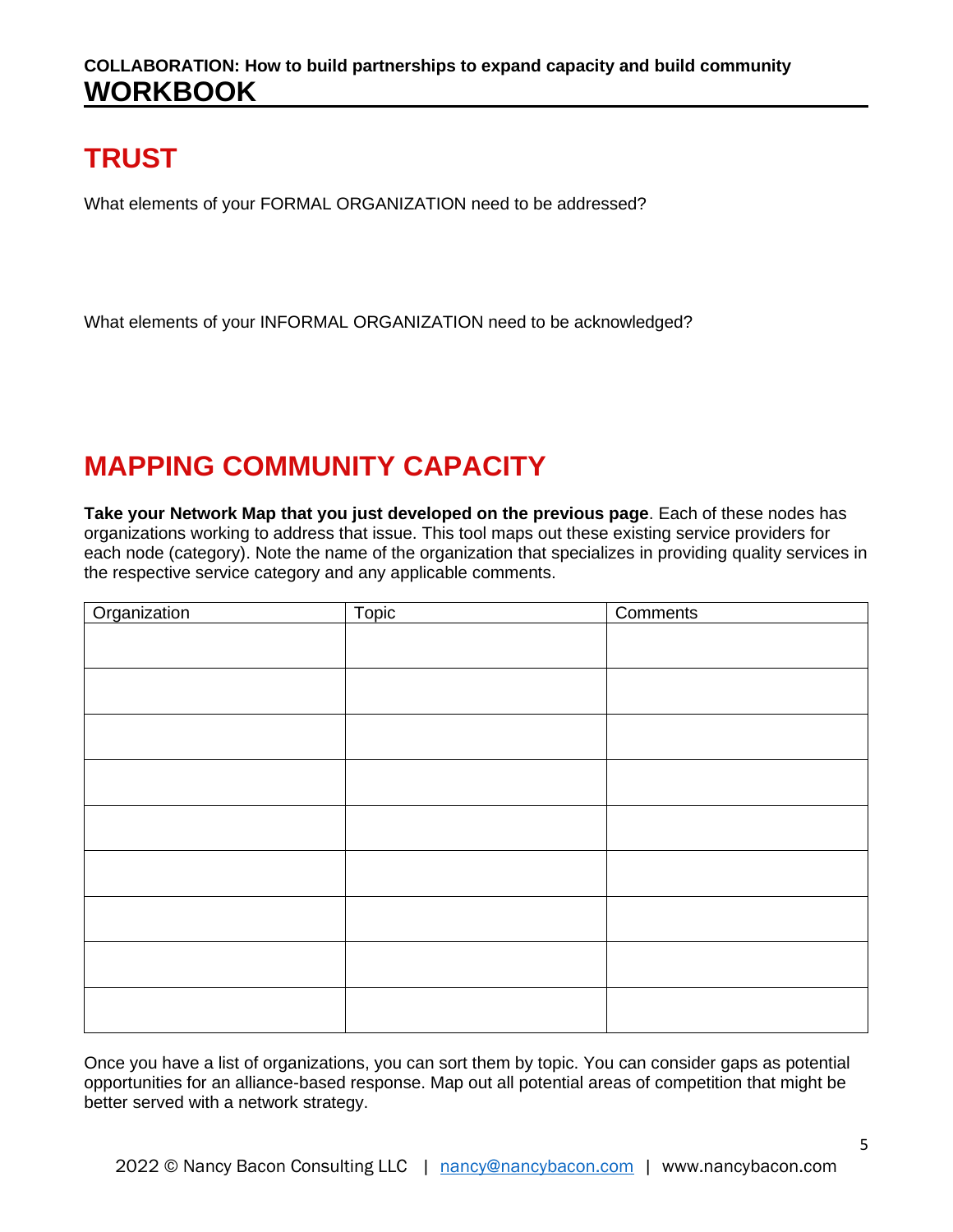## TRUST

What elements of your FORMAL ORGANIZATION need to be addressed?

What elements of your INFORMAL ORGANIZATION need to be acknowledged?

## MAPPING COMMUNITY CAPACITY

**Take your Network Map that you just developed on the previous page**. Each of these nodes has organizations working to address that issue. This tool maps out these existing service providers for each node (category). Note the name of the organization that specializes in providing quality services in the respective service category and any applicable comments.

| Organization | Topic | Comments |
|---|---|---|
| | | |
| | | |
| | | |
| | | |
| | | |
| | | |
| | | |
| | | |
| | | |

Once you have a list of organizations, you can sort them by topic. You can consider gaps as potential opportunities for an alliance-based response. Map out all potential areas of competition that might be better served with a network strategy.